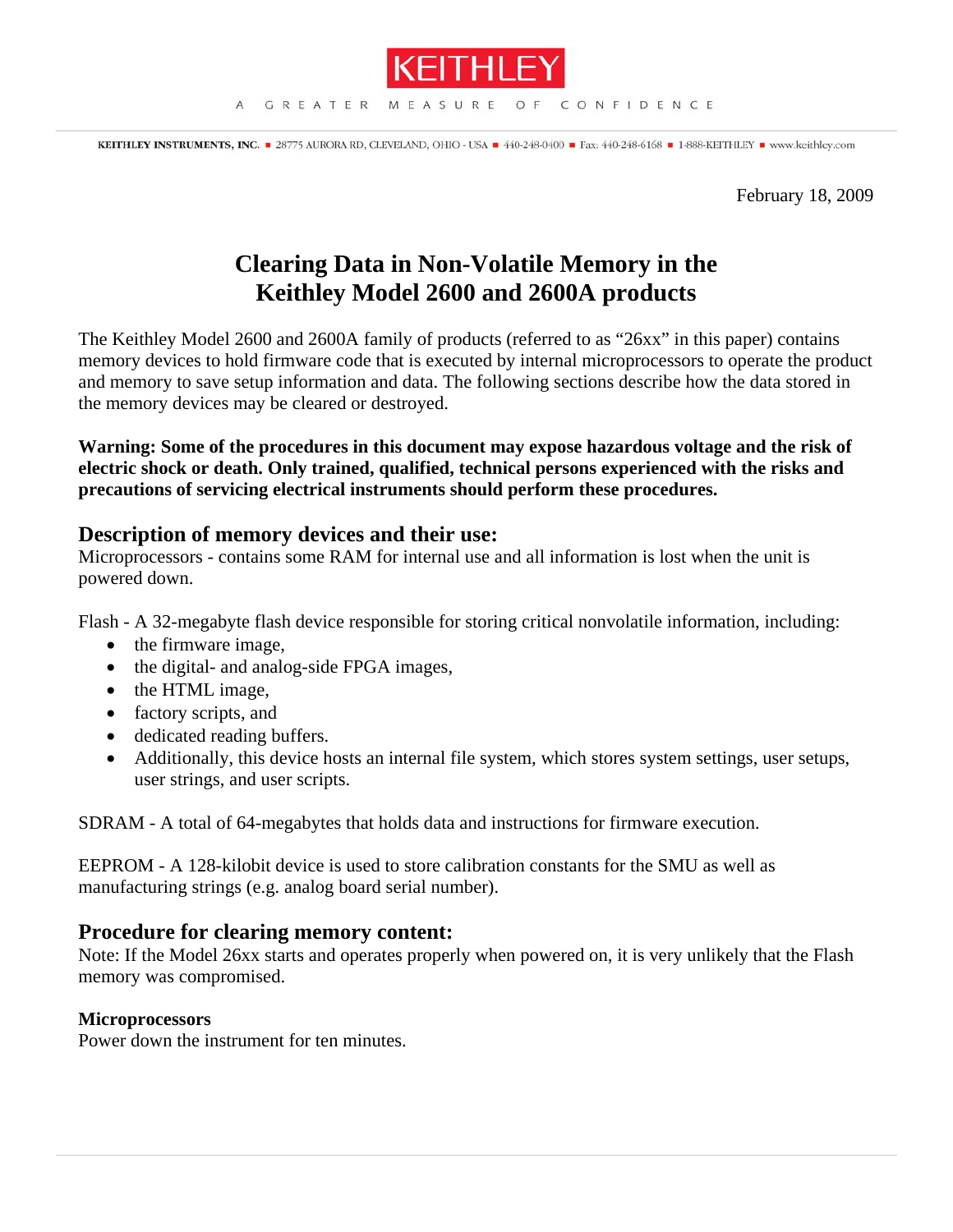KEITHLEY

A GREATER MEASURE OF CONFIDENCE

KEITHLEY INSTRUMENTS, INC. ■ 28775 AURORA RD, CLEVELAND, OHIO - USA ■ 440-248-0400 ■ Fax: 440-248-6168 ■ 1-888-KEITHLEY ■ www.keithley.com

February 18, 2009

# Clearing Data in Non-Volatile Memory in the Keithley Model 2600 and 2600A products

The Keithley Model 2600 and 2600A family of products (referred to as "26xx" in this paper) contains memory devices to hold firmware code that is executed by internal microprocessors to operate the product and memory to save setup information and data. The following sections describe how the data stored in the memory devices may be cleared or destroyed.

**Warning: Some of the procedures in this document may expose hazardous voltage and the risk of electric shock or death. Only trained, qualified, technical persons experienced with the risks and precautions of servicing electrical instruments should perform these procedures.**

## Description of memory devices and their use:

Microprocessors - contains some RAM for internal use and all information is lost when the unit is powered down.

Flash - A 32-megabyte flash device responsible for storing critical nonvolatile information, including:

- the firmware image,
- the digital- and analog-side FPGA images,
- the HTML image,
- factory scripts, and
- dedicated reading buffers.
- Additionally, this device hosts an internal file system, which stores system settings, user setups, user strings, and user scripts.

SDRAM - A total of 64-megabytes that holds data and instructions for firmware execution.

EEPROM - A 128-kilobit device is used to store calibration constants for the SMU as well as manufacturing strings (e.g. analog board serial number).

## Procedure for clearing memory content:

Note: If the Model 26xx starts and operates properly when powered on, it is very unlikely that the Flash memory was compromised.

### Microprocessors

Power down the instrument for ten minutes.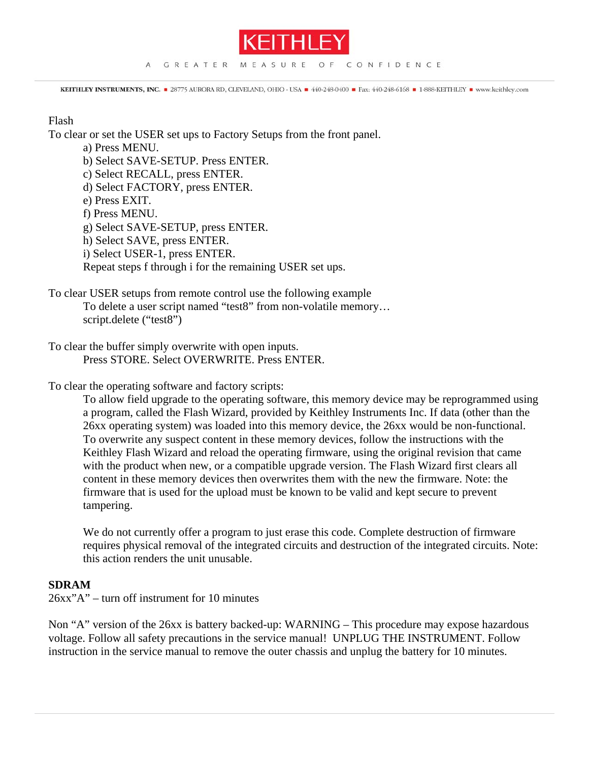Flash

To clear or set the USER set ups to Factory Setups from the front panel.

a) Press MENU.
b) Select SAVE-SETUP. Press ENTER.
c) Select RECALL, press ENTER.
d) Select FACTORY, press ENTER.
e) Press EXIT.
f) Press MENU.
g) Select SAVE-SETUP, press ENTER.
h) Select SAVE, press ENTER.
i) Select USER-1, press ENTER.

Repeat steps f through i for the remaining USER set ups.

To clear USER setups from remote control use the following example

To delete a user script named “test8” from non-volatile memory…
script.delete (“test8”)

To clear the buffer simply overwrite with open inputs.

Press STORE. Select OVERWRITE. Press ENTER.

To clear the operating software and factory scripts:

To allow field upgrade to the operating software, this memory device may be reprogrammed using a program, called the Flash Wizard, provided by Keithley Instruments Inc. If data (other than the 26xx operating system) was loaded into this memory device, the 26xx would be non-functional. To overwrite any suspect content in these memory devices, follow the instructions with the Keithley Flash Wizard and reload the operating firmware, using the original revision that came with the product when new, or a compatible upgrade version. The Flash Wizard first clears all content in these memory devices then overwrites them with the new the firmware. Note: the firmware that is used for the upload must be known to be valid and kept secure to prevent tampering.

We do not currently offer a program to just erase this code. Complete destruction of firmware requires physical removal of the integrated circuits and destruction of the integrated circuits. Note: this action renders the unit unusable.

**SDRAM**

26xx”A” – turn off instrument for 10 minutes

Non “A” version of the 26xx is battery backed-up: WARNING – This procedure may expose hazardous voltage. Follow all safety precautions in the service manual! UNPLUG THE INSTRUMENT. Follow instruction in the service manual to remove the outer chassis and unplug the battery for 10 minutes.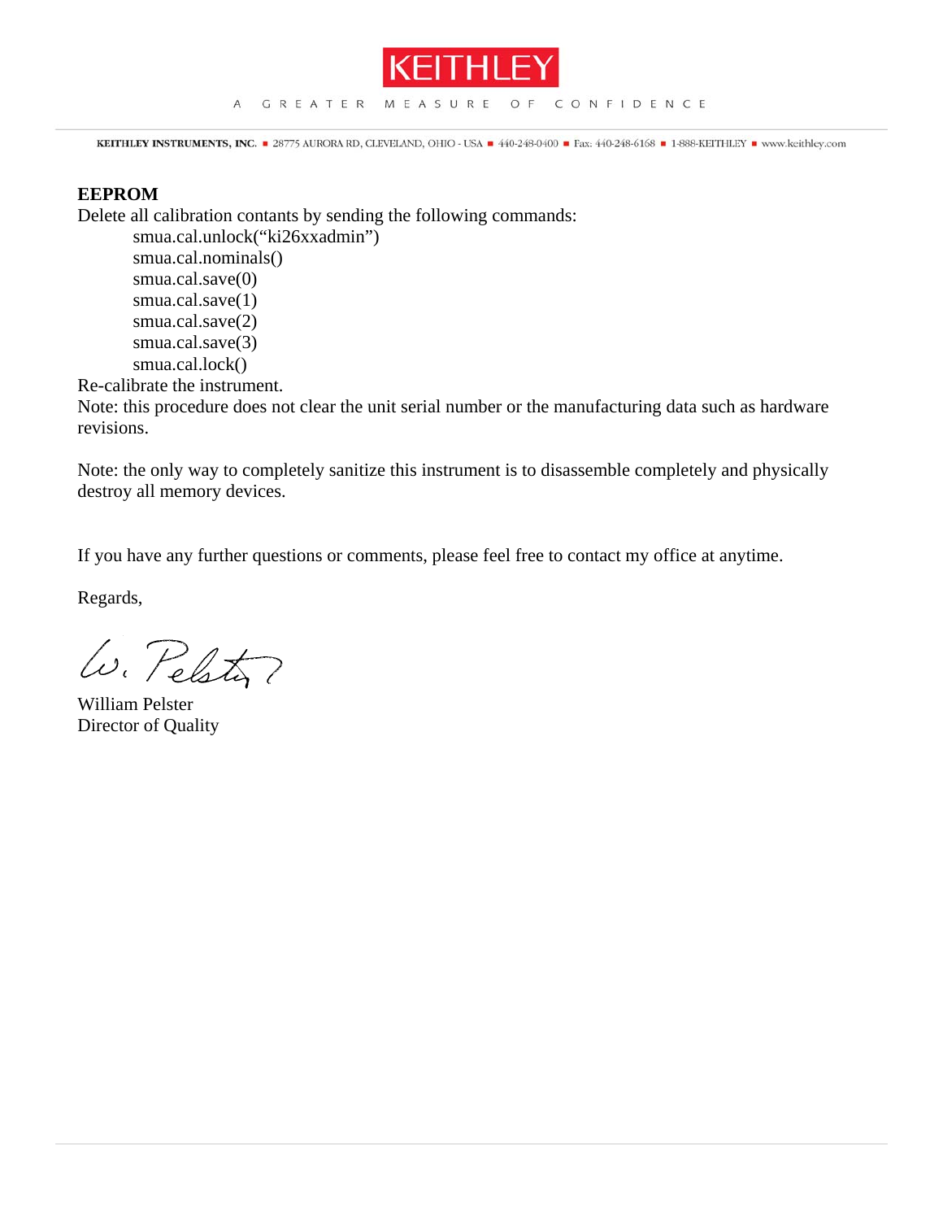**EEPROM**

Delete all calibration contants by sending the following commands:

```
smua.cal.unlock("ki26xxadmin")
smua.cal.nominals()
smua.cal.save(0)
smua.cal.save(1)
smua.cal.save(2)
smua.cal.save(3)
smua.cal.lock()
```

Re-calibrate the instrument.

Note: this procedure does not clear the unit serial number or the manufacturing data such as hardware revisions.

Note: the only way to completely sanitize this instrument is to disassemble completely and physically destroy all memory devices.

If you have any further questions or comments, please feel free to contact my office at anytime.

Regards,

W. Pelster

William Pelster
Director of Quality